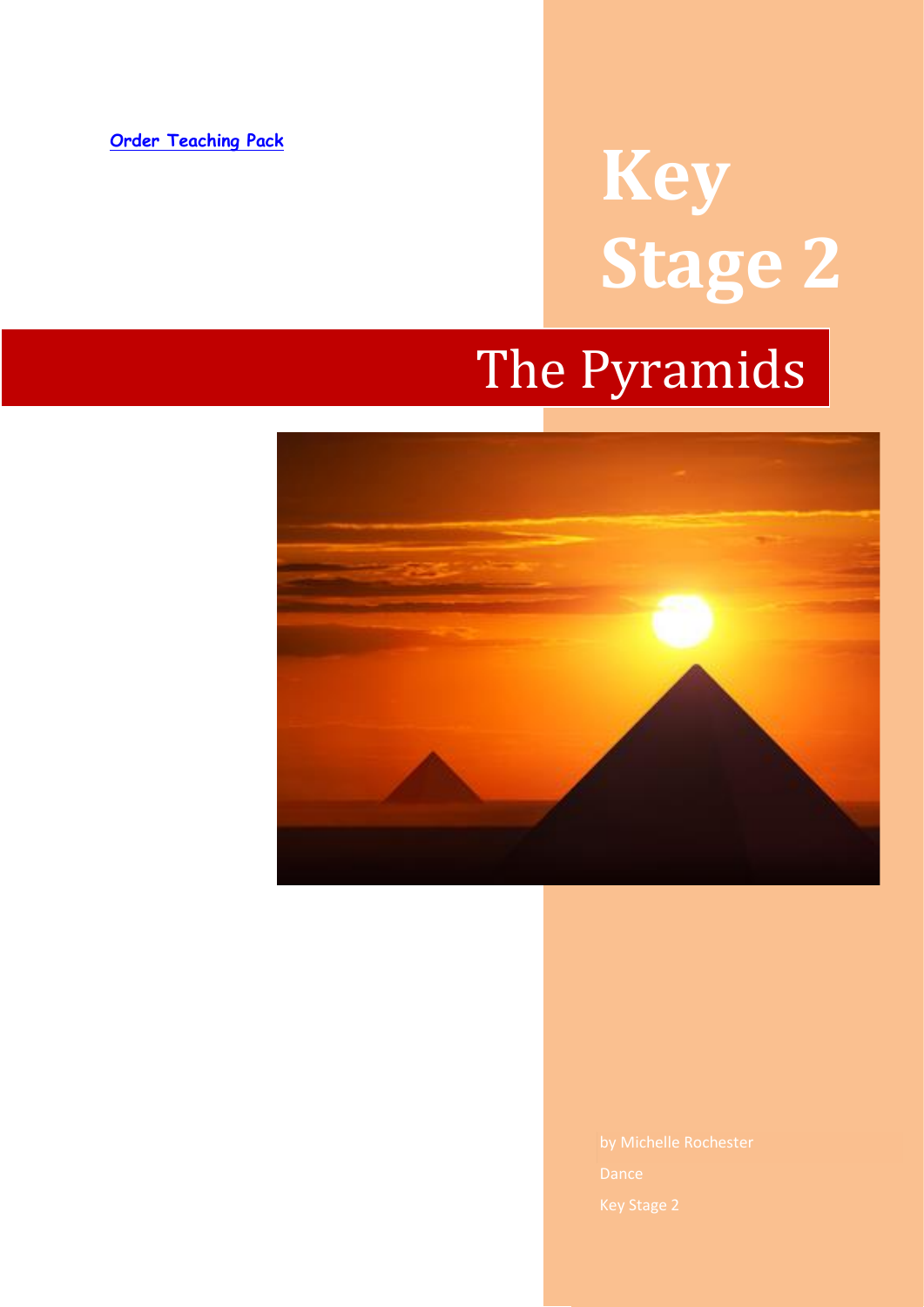Order Teaching Pack

# Key Stage 2

# The Pyramids

by Michelle Rochester

Dance

Key Stage 2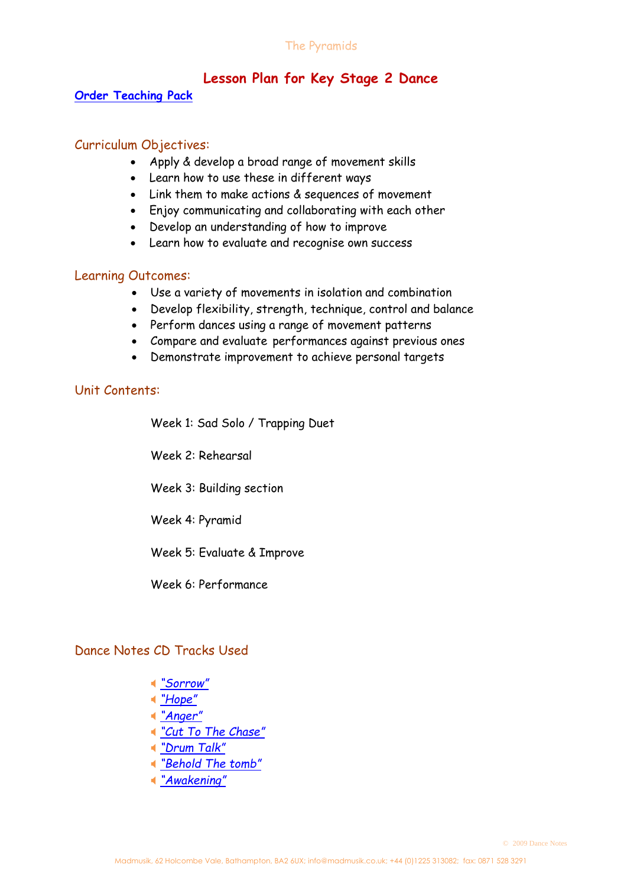# Lesson Plan for Key Stage 2 Dance

**[Order Teaching Pack]**

## Curriculum Objectives:

- Apply & develop a broad range of movement skills
- Learn how to use these in different ways
- Link them to make actions & sequences of movement
- Enjoy communicating and collaborating with each other
- Develop an understanding of how to improve
- Learn how to evaluate and recognise own success

## Learning Outcomes:

- Use a variety of movements in isolation and combination
- Develop flexibility, strength, technique, control and balance
- Perform dances using a range of movement patterns
- Compare and evaluate performances against previous ones
- Demonstrate improvement to achieve personal targets

## Unit Contents:

Week 1: Sad Solo / Trapping Duet

Week 2: Rehearsal

Week 3: Building section

Week 4: Pyramid

Week 5: Evaluate & Improve

Week 6: Performance

## Dance Notes CD Tracks Used

- *"Sorrow"*
- *"Hope"*
- *"Anger"*
- *"Cut To The Chase"*
- *"Drum Talk"*
- *"Behold The tomb"*
- *"Awakening"*

© 2009 Dance Notes

Madmusik, 62 Holcombe Vale, Bathampton, BA2 6UX; info@madmusik.co.uk; +44 (0)1225 313082; fax: 0871 528 3291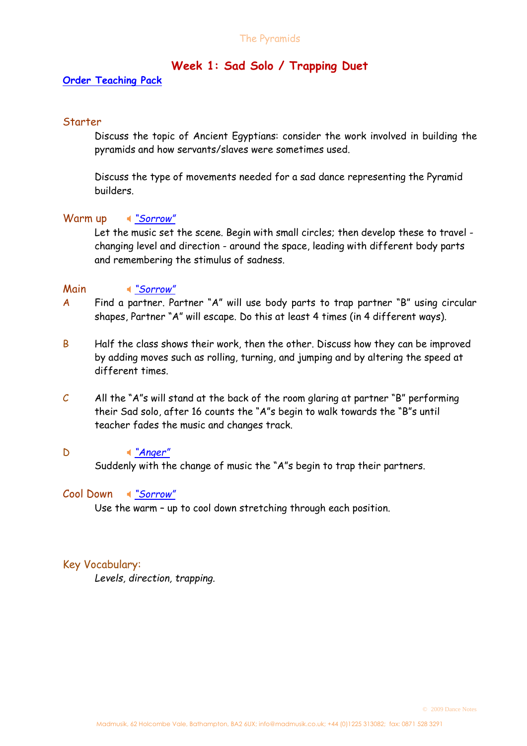# Week 1: Sad Solo / Trapping Duet

[Order Teaching Pack]

### Starter

Discuss the topic of Ancient Egyptians: consider the work involved in building the pyramids and how servants/slaves were sometimes used.

Discuss the type of movements needed for a sad dance representing the Pyramid builders.

### Warm up — *"Sorrow"*

Let the music set the scene. Begin with small circles; then develop these to travel - changing level and direction - around the space, leading with different body parts and remembering the stimulus of sadness.

### Main — *"Sorrow"*

A — Find a partner. Partner "A" will use body parts to trap partner "B" using circular shapes, Partner "A" will escape. Do this at least 4 times (in 4 different ways).

B — Half the class shows their work, then the other. Discuss how they can be improved by adding moves such as rolling, turning, and jumping and by altering the speed at different times.

C — All the "A"s will stand at the back of the room glaring at partner "B" performing their Sad solo, after 16 counts the "A"s begin to walk towards the "B"s until teacher fades the music and changes track.

D — *"Anger"*
Suddenly with the change of music the "A"s begin to trap their partners.

### Cool Down — *"Sorrow"*

Use the warm – up to cool down stretching through each position.

### Key Vocabulary:

*Levels, direction, trapping.*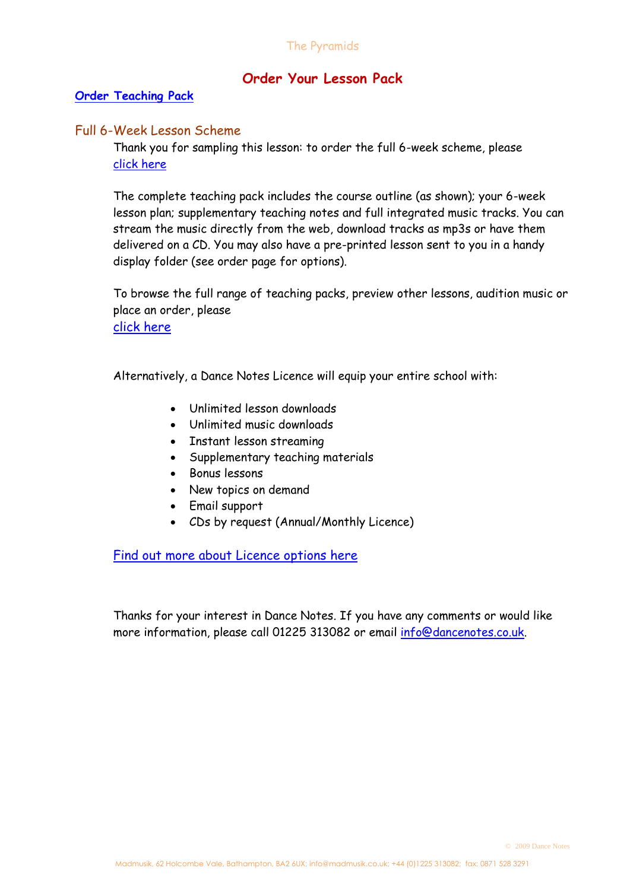# Order Your Lesson Pack

**Order Teaching Pack**

## Full 6-Week Lesson Scheme

Thank you for sampling this lesson: to order the full 6-week scheme, please click here

The complete teaching pack includes the course outline (as shown); your 6-week lesson plan; supplementary teaching notes and full integrated music tracks. You can stream the music directly from the web, download tracks as mp3s or have them delivered on a CD. You may also have a pre-printed lesson sent to you in a handy display folder (see order page for options).

To browse the full range of teaching packs, preview other lessons, audition music or place an order, please click here

Alternatively, a Dance Notes Licence will equip your entire school with:

- Unlimited lesson downloads
- Unlimited music downloads
- Instant lesson streaming
- Supplementary teaching materials
- Bonus lessons
- New topics on demand
- Email support
- CDs by request (Annual/Monthly Licence)

Find out more about Licence options here

Thanks for your interest in Dance Notes. If you have any comments or would like more information, please call 01225 313082 or email info@dancenotes.co.uk.